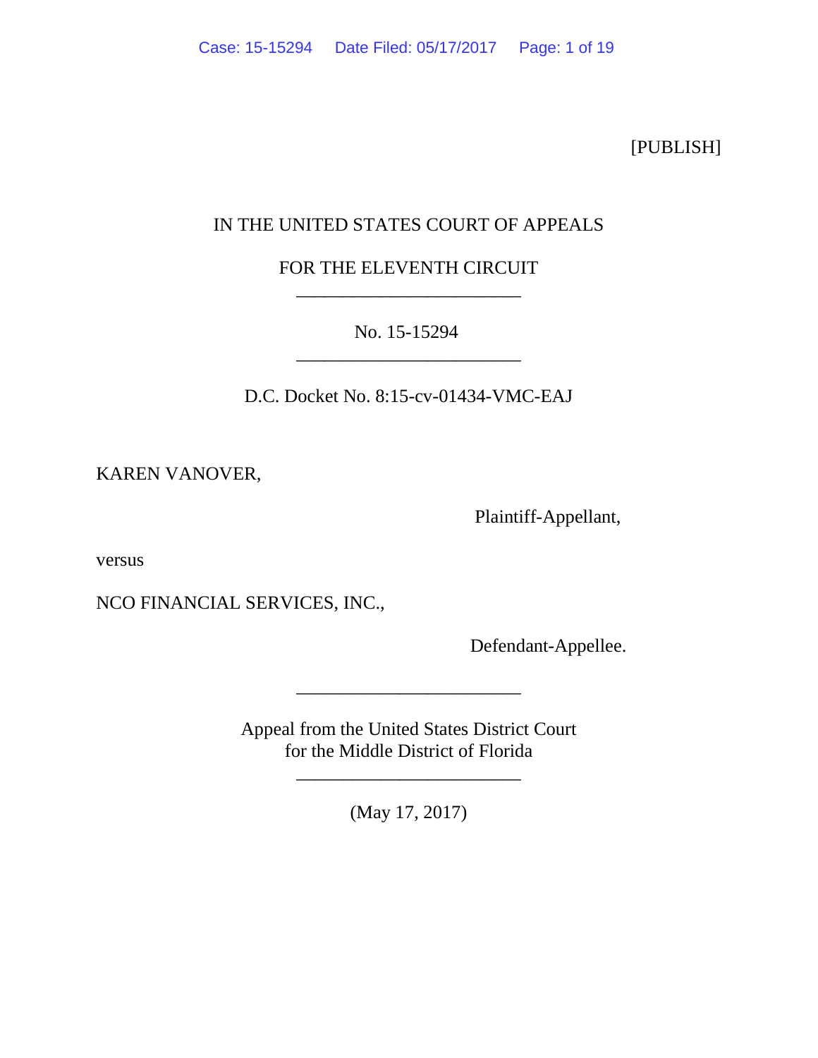[PUBLISH]

IN THE UNITED STATES COURT OF APPEALS

FOR THE ELEVENTH CIRCUIT

________________________

No. 15-15294

________________________

D.C. Docket No. 8:15-cv-01434-VMC-EAJ

KAREN VANOVER,

Plaintiff-Appellant,

versus

NCO FINANCIAL SERVICES, INC.,

Defendant-Appellee.

________________________

Appeal from the United States District Court
for the Middle District of Florida

________________________

(May 17, 2017)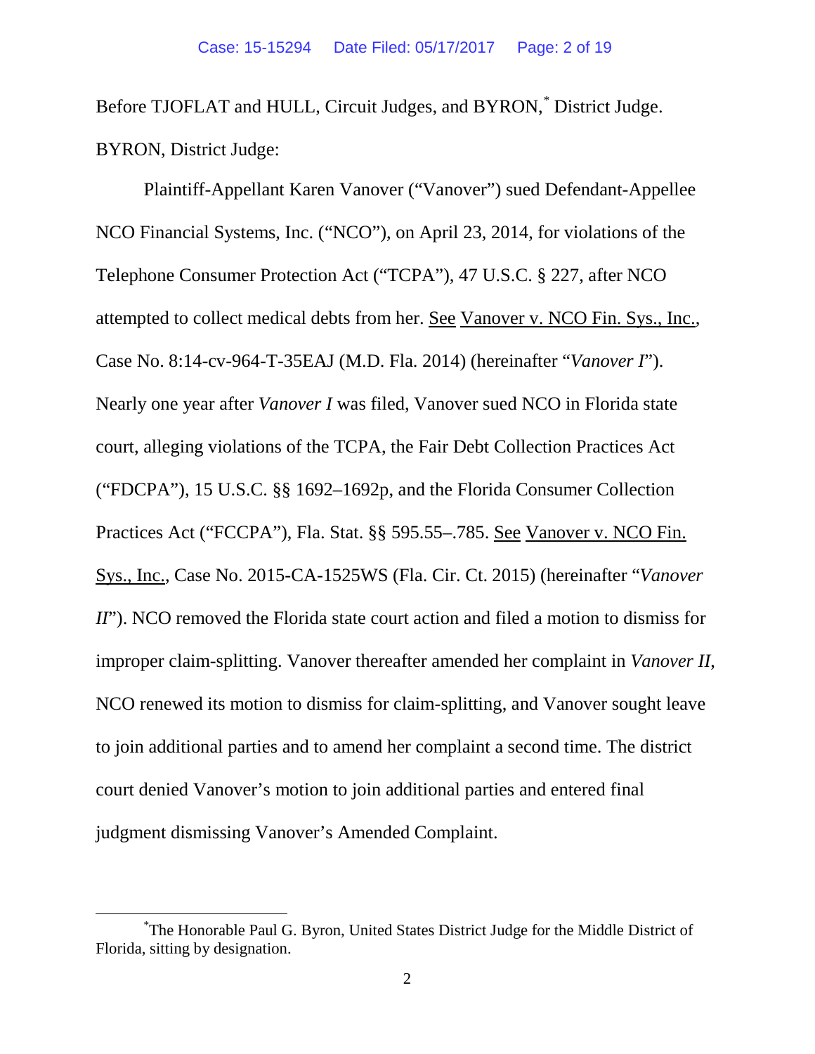Before TJOFLAT and HULL, Circuit Judges, and BYRON,[*] District Judge.

BYRON, District Judge:

Plaintiff-Appellant Karen Vanover ("Vanover") sued Defendant-Appellee NCO Financial Systems, Inc. ("NCO"), on April 23, 2014, for violations of the Telephone Consumer Protection Act ("TCPA"), 47 U.S.C. § 227, after NCO attempted to collect medical debts from her. See Vanover v. NCO Fin. Sys., Inc., Case No. 8:14-cv-964-T-35EAJ (M.D. Fla. 2014) (hereinafter "*Vanover I*"). Nearly one year after *Vanover I* was filed, Vanover sued NCO in Florida state court, alleging violations of the TCPA, the Fair Debt Collection Practices Act ("FDCPA"), 15 U.S.C. §§ 1692–1692p, and the Florida Consumer Collection Practices Act ("FCCPA"), Fla. Stat. §§ 595.55–.785. See Vanover v. NCO Fin. Sys., Inc., Case No. 2015-CA-1525WS (Fla. Cir. Ct. 2015) (hereinafter "*Vanover II*"). NCO removed the Florida state court action and filed a motion to dismiss for improper claim-splitting. Vanover thereafter amended her complaint in *Vanover II*, NCO renewed its motion to dismiss for claim-splitting, and Vanover sought leave to join additional parties and to amend her complaint a second time. The district court denied Vanover's motion to join additional parties and entered final judgment dismissing Vanover's Amended Complaint.

[*] The Honorable Paul G. Byron, United States District Judge for the Middle District of Florida, sitting by designation.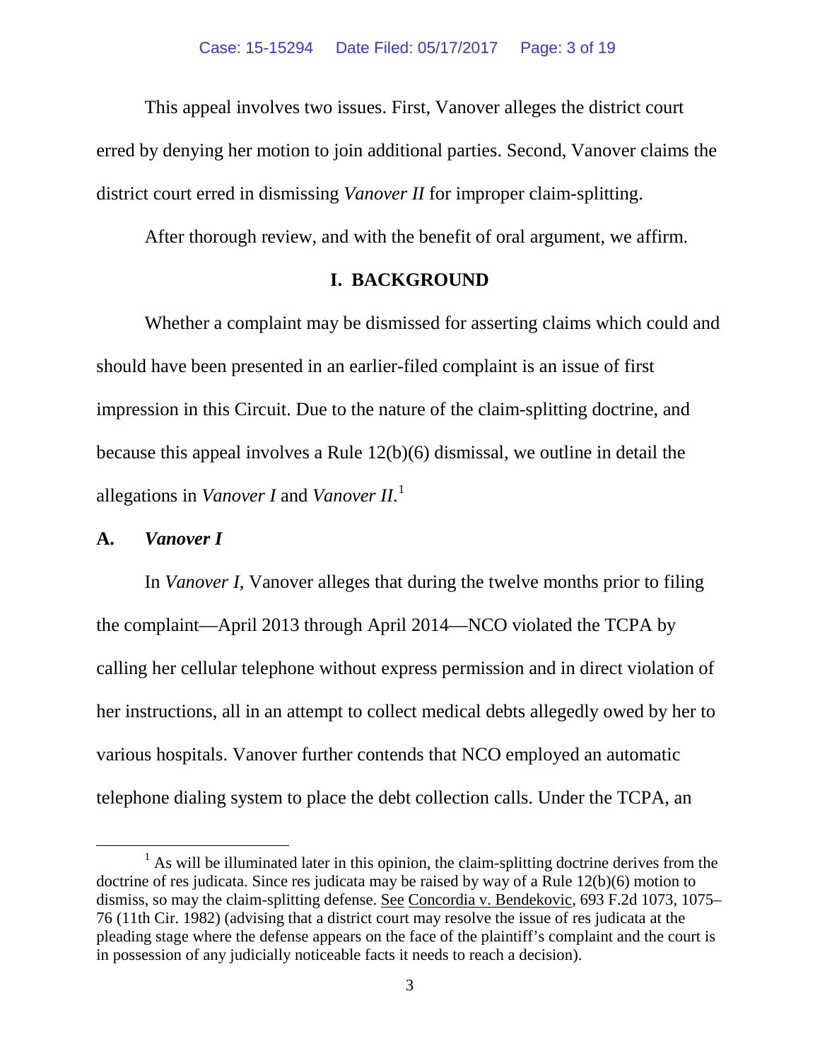This appeal involves two issues. First, Vanover alleges the district court erred by denying her motion to join additional parties. Second, Vanover claims the district court erred in dismissing *Vanover II* for improper claim-splitting.

After thorough review, and with the benefit of oral argument, we affirm.

## I. BACKGROUND

Whether a complaint may be dismissed for asserting claims which could and should have been presented in an earlier-filed complaint is an issue of first impression in this Circuit. Due to the nature of the claim-splitting doctrine, and because this appeal involves a Rule 12(b)(6) dismissal, we outline in detail the allegations in *Vanover I* and *Vanover II*.[1]

### A. *Vanover I*

In *Vanover I*, Vanover alleges that during the twelve months prior to filing the complaint—April 2013 through April 2014—NCO violated the TCPA by calling her cellular telephone without express permission and in direct violation of her instructions, all in an attempt to collect medical debts allegedly owed by her to various hospitals. Vanover further contends that NCO employed an automatic telephone dialing system to place the debt collection calls. Under the TCPA, an

---

[1] As will be illuminated later in this opinion, the claim-splitting doctrine derives from the doctrine of res judicata. Since res judicata may be raised by way of a Rule 12(b)(6) motion to dismiss, so may the claim-splitting defense. See Concordia v. Bendekovic, 693 F.2d 1073, 1075–76 (11th Cir. 1982) (advising that a district court may resolve the issue of res judicata at the pleading stage where the defense appears on the face of the plaintiff's complaint and the court is in possession of any judicially noticeable facts it needs to reach a decision).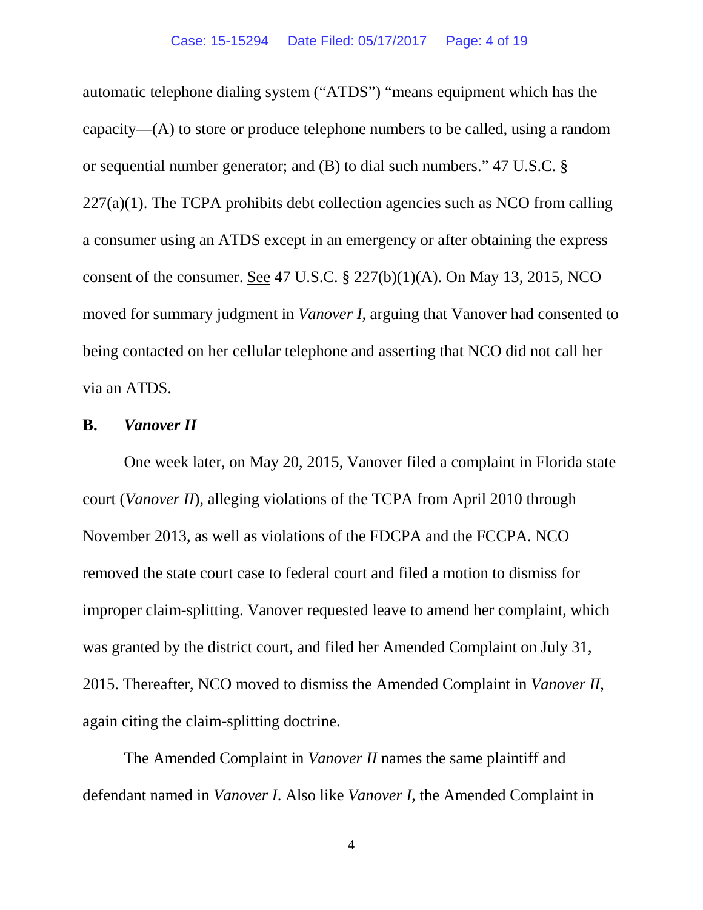automatic telephone dialing system ("ATDS") "means equipment which has the capacity—(A) to store or produce telephone numbers to be called, using a random or sequential number generator; and (B) to dial such numbers." 47 U.S.C. § 227(a)(1). The TCPA prohibits debt collection agencies such as NCO from calling a consumer using an ATDS except in an emergency or after obtaining the express consent of the consumer. See 47 U.S.C. § 227(b)(1)(A). On May 13, 2015, NCO moved for summary judgment in *Vanover I*, arguing that Vanover had consented to being contacted on her cellular telephone and asserting that NCO did not call her via an ATDS.

**B. *Vanover II***

One week later, on May 20, 2015, Vanover filed a complaint in Florida state court (*Vanover II*), alleging violations of the TCPA from April 2010 through November 2013, as well as violations of the FDCPA and the FCCPA. NCO removed the state court case to federal court and filed a motion to dismiss for improper claim-splitting. Vanover requested leave to amend her complaint, which was granted by the district court, and filed her Amended Complaint on July 31, 2015. Thereafter, NCO moved to dismiss the Amended Complaint in *Vanover II*, again citing the claim-splitting doctrine.

The Amended Complaint in *Vanover II* names the same plaintiff and defendant named in *Vanover I*. Also like *Vanover I*, the Amended Complaint in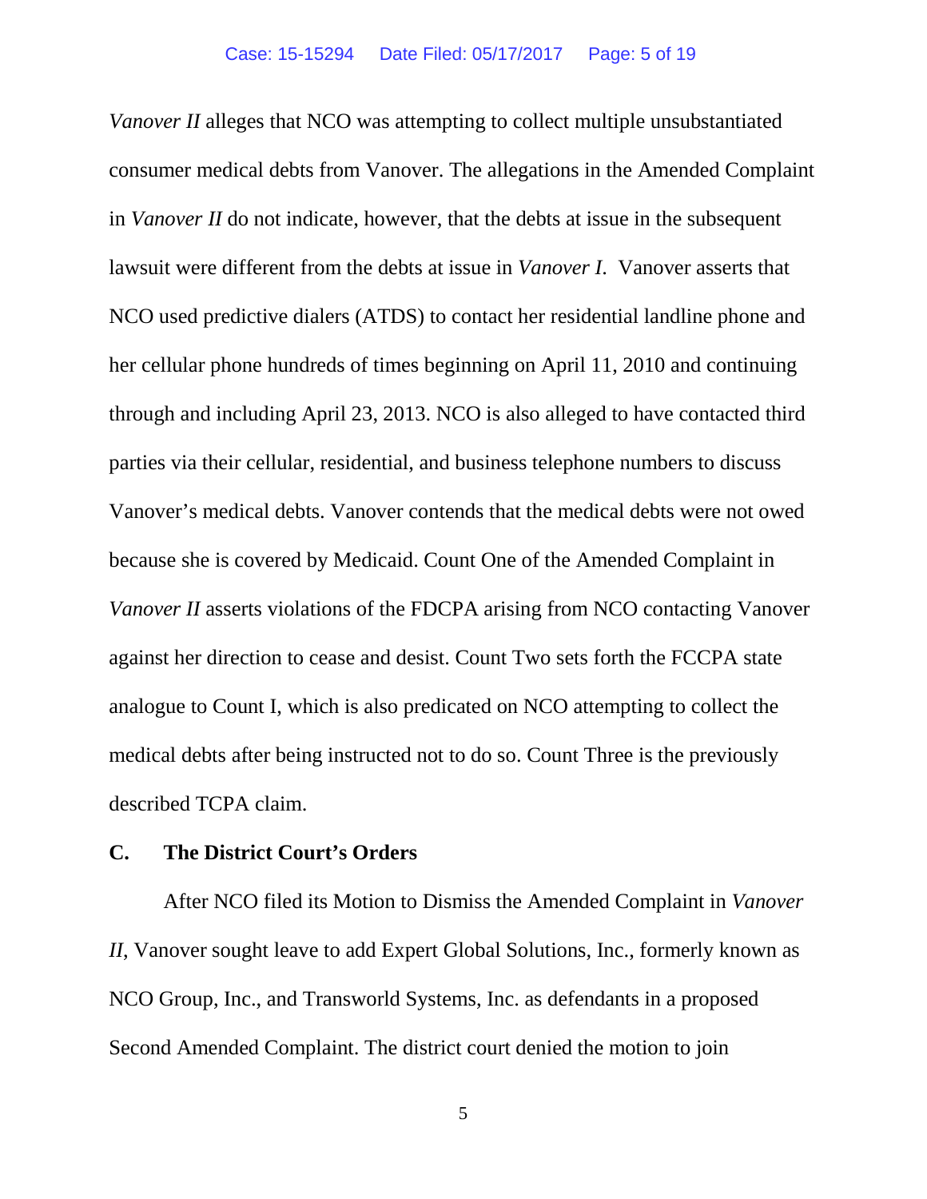*Vanover II* alleges that NCO was attempting to collect multiple unsubstantiated consumer medical debts from Vanover. The allegations in the Amended Complaint in *Vanover II* do not indicate, however, that the debts at issue in the subsequent lawsuit were different from the debts at issue in *Vanover I*. Vanover asserts that NCO used predictive dialers (ATDS) to contact her residential landline phone and her cellular phone hundreds of times beginning on April 11, 2010 and continuing through and including April 23, 2013. NCO is also alleged to have contacted third parties via their cellular, residential, and business telephone numbers to discuss Vanover's medical debts. Vanover contends that the medical debts were not owed because she is covered by Medicaid. Count One of the Amended Complaint in *Vanover II* asserts violations of the FDCPA arising from NCO contacting Vanover against her direction to cease and desist. Count Two sets forth the FCCPA state analogue to Count I, which is also predicated on NCO attempting to collect the medical debts after being instructed not to do so. Count Three is the previously described TCPA claim.

### C. The District Court's Orders

After NCO filed its Motion to Dismiss the Amended Complaint in *Vanover II*, Vanover sought leave to add Expert Global Solutions, Inc., formerly known as NCO Group, Inc., and Transworld Systems, Inc. as defendants in a proposed Second Amended Complaint. The district court denied the motion to join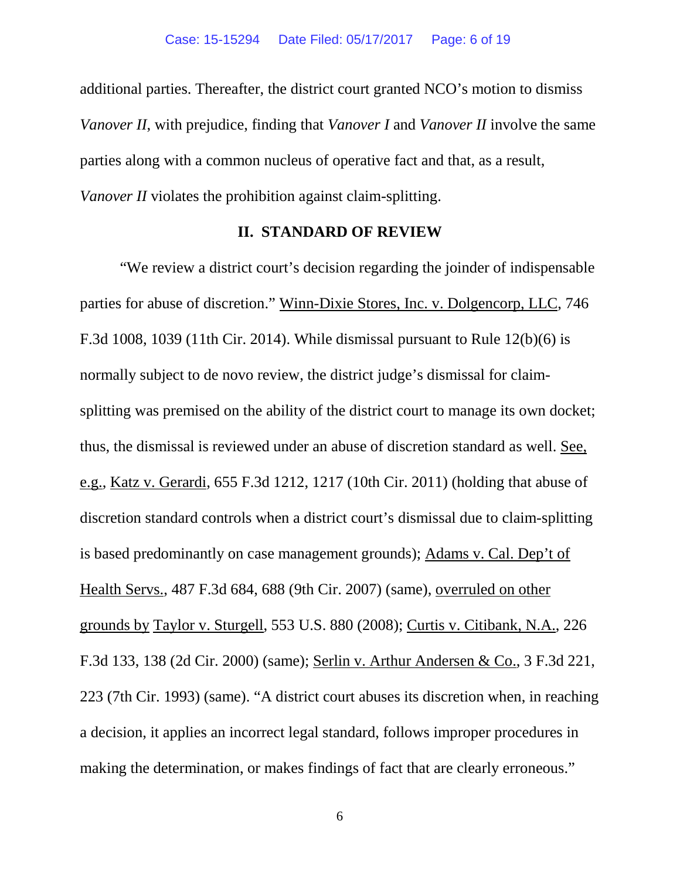additional parties. Thereafter, the district court granted NCO's motion to dismiss *Vanover II*, with prejudice, finding that *Vanover I* and *Vanover II* involve the same parties along with a common nucleus of operative fact and that, as a result, *Vanover II* violates the prohibition against claim-splitting.

## II. STANDARD OF REVIEW

"We review a district court's decision regarding the joinder of indispensable parties for abuse of discretion." Winn-Dixie Stores, Inc. v. Dolgencorp, LLC, 746 F.3d 1008, 1039 (11th Cir. 2014). While dismissal pursuant to Rule 12(b)(6) is normally subject to de novo review, the district judge's dismissal for claim-splitting was premised on the ability of the district court to manage its own docket; thus, the dismissal is reviewed under an abuse of discretion standard as well. See, e.g., Katz v. Gerardi, 655 F.3d 1212, 1217 (10th Cir. 2011) (holding that abuse of discretion standard controls when a district court's dismissal due to claim-splitting is based predominantly on case management grounds); Adams v. Cal. Dep't of Health Servs., 487 F.3d 684, 688 (9th Cir. 2007) (same), overruled on other grounds by Taylor v. Sturgell, 553 U.S. 880 (2008); Curtis v. Citibank, N.A., 226 F.3d 133, 138 (2d Cir. 2000) (same); Serlin v. Arthur Andersen & Co., 3 F.3d 221, 223 (7th Cir. 1993) (same). "A district court abuses its discretion when, in reaching a decision, it applies an incorrect legal standard, follows improper procedures in making the determination, or makes findings of fact that are clearly erroneous."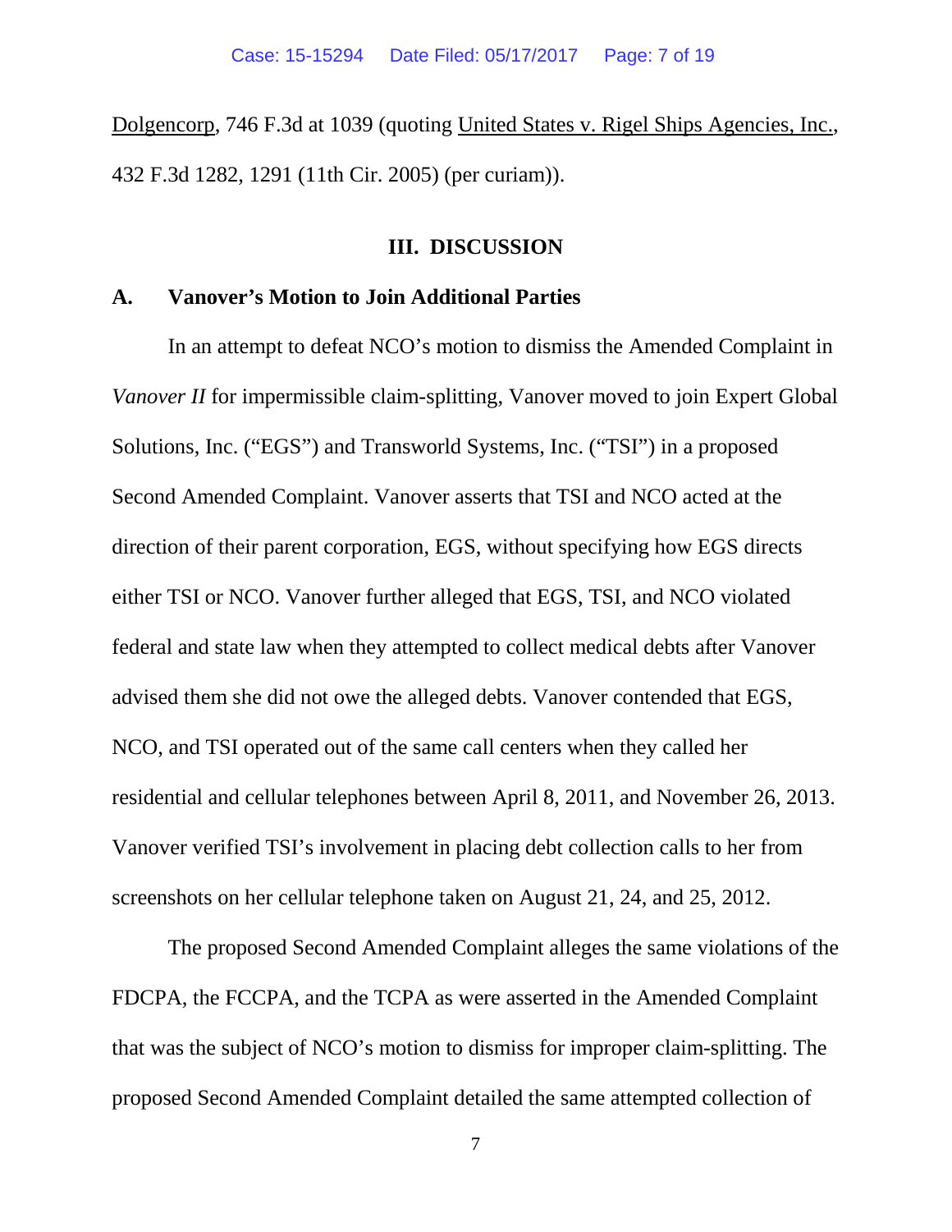Dolgencorp, 746 F.3d at 1039 (quoting United States v. Rigel Ships Agencies, Inc., 432 F.3d 1282, 1291 (11th Cir. 2005) (per curiam)).

## III. DISCUSSION

### A. Vanover's Motion to Join Additional Parties

In an attempt to defeat NCO's motion to dismiss the Amended Complaint in *Vanover II* for impermissible claim-splitting, Vanover moved to join Expert Global Solutions, Inc. ("EGS") and Transworld Systems, Inc. ("TSI") in a proposed Second Amended Complaint. Vanover asserts that TSI and NCO acted at the direction of their parent corporation, EGS, without specifying how EGS directs either TSI or NCO. Vanover further alleged that EGS, TSI, and NCO violated federal and state law when they attempted to collect medical debts after Vanover advised them she did not owe the alleged debts. Vanover contended that EGS, NCO, and TSI operated out of the same call centers when they called her residential and cellular telephones between April 8, 2011, and November 26, 2013. Vanover verified TSI's involvement in placing debt collection calls to her from screenshots on her cellular telephone taken on August 21, 24, and 25, 2012.

The proposed Second Amended Complaint alleges the same violations of the FDCPA, the FCCPA, and the TCPA as were asserted in the Amended Complaint that was the subject of NCO's motion to dismiss for improper claim-splitting. The proposed Second Amended Complaint detailed the same attempted collection of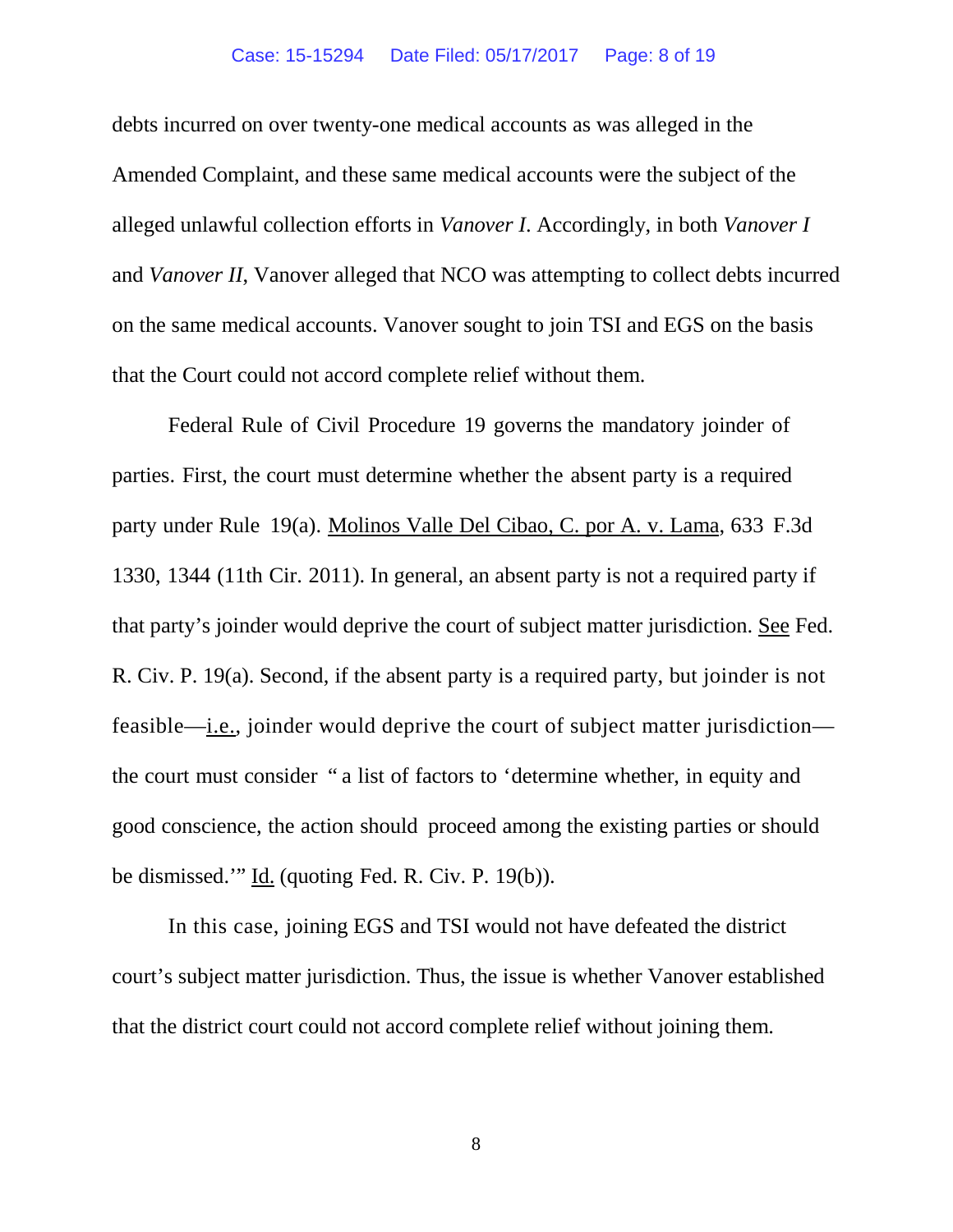debts incurred on over twenty-one medical accounts as was alleged in the Amended Complaint, and these same medical accounts were the subject of the alleged unlawful collection efforts in *Vanover I*. Accordingly, in both *Vanover I* and *Vanover II*, Vanover alleged that NCO was attempting to collect debts incurred on the same medical accounts. Vanover sought to join TSI and EGS on the basis that the Court could not accord complete relief without them.

Federal Rule of Civil Procedure 19 governs the mandatory joinder of parties. First, the court must determine whether the absent party is a required party under Rule 19(a). Molinos Valle Del Cibao, C. por A. v. Lama, 633 F.3d 1330, 1344 (11th Cir. 2011). In general, an absent party is not a required party if that party's joinder would deprive the court of subject matter jurisdiction. See Fed. R. Civ. P. 19(a). Second, if the absent party is a required party, but joinder is not feasible—i.e., joinder would deprive the court of subject matter jurisdiction—the court must consider "a list of factors to 'determine whether, in equity and good conscience, the action should proceed among the existing parties or should be dismissed.'" Id. (quoting Fed. R. Civ. P. 19(b)).

In this case, joining EGS and TSI would not have defeated the district court's subject matter jurisdiction. Thus, the issue is whether Vanover established that the district court could not accord complete relief without joining them.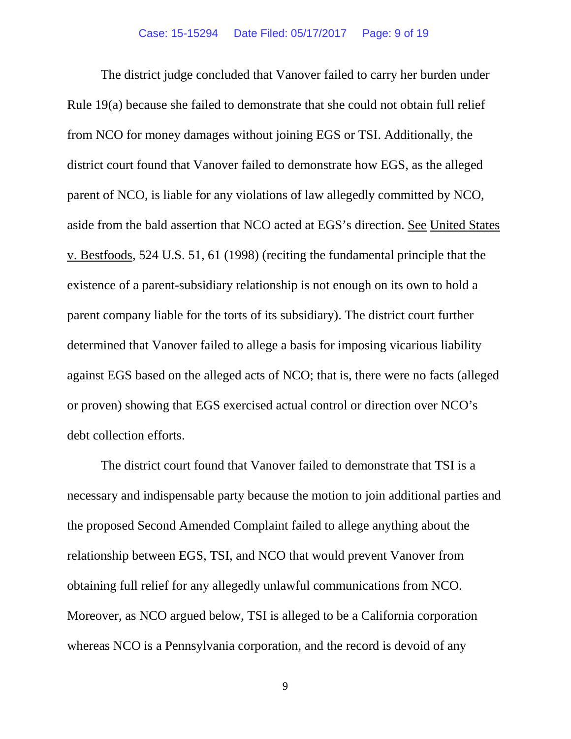The district judge concluded that Vanover failed to carry her burden under Rule 19(a) because she failed to demonstrate that she could not obtain full relief from NCO for money damages without joining EGS or TSI. Additionally, the district court found that Vanover failed to demonstrate how EGS, as the alleged parent of NCO, is liable for any violations of law allegedly committed by NCO, aside from the bald assertion that NCO acted at EGS's direction. See United States v. Bestfoods, 524 U.S. 51, 61 (1998) (reciting the fundamental principle that the existence of a parent-subsidiary relationship is not enough on its own to hold a parent company liable for the torts of its subsidiary). The district court further determined that Vanover failed to allege a basis for imposing vicarious liability against EGS based on the alleged acts of NCO; that is, there were no facts (alleged or proven) showing that EGS exercised actual control or direction over NCO's debt collection efforts.

The district court found that Vanover failed to demonstrate that TSI is a necessary and indispensable party because the motion to join additional parties and the proposed Second Amended Complaint failed to allege anything about the relationship between EGS, TSI, and NCO that would prevent Vanover from obtaining full relief for any allegedly unlawful communications from NCO. Moreover, as NCO argued below, TSI is alleged to be a California corporation whereas NCO is a Pennsylvania corporation, and the record is devoid of any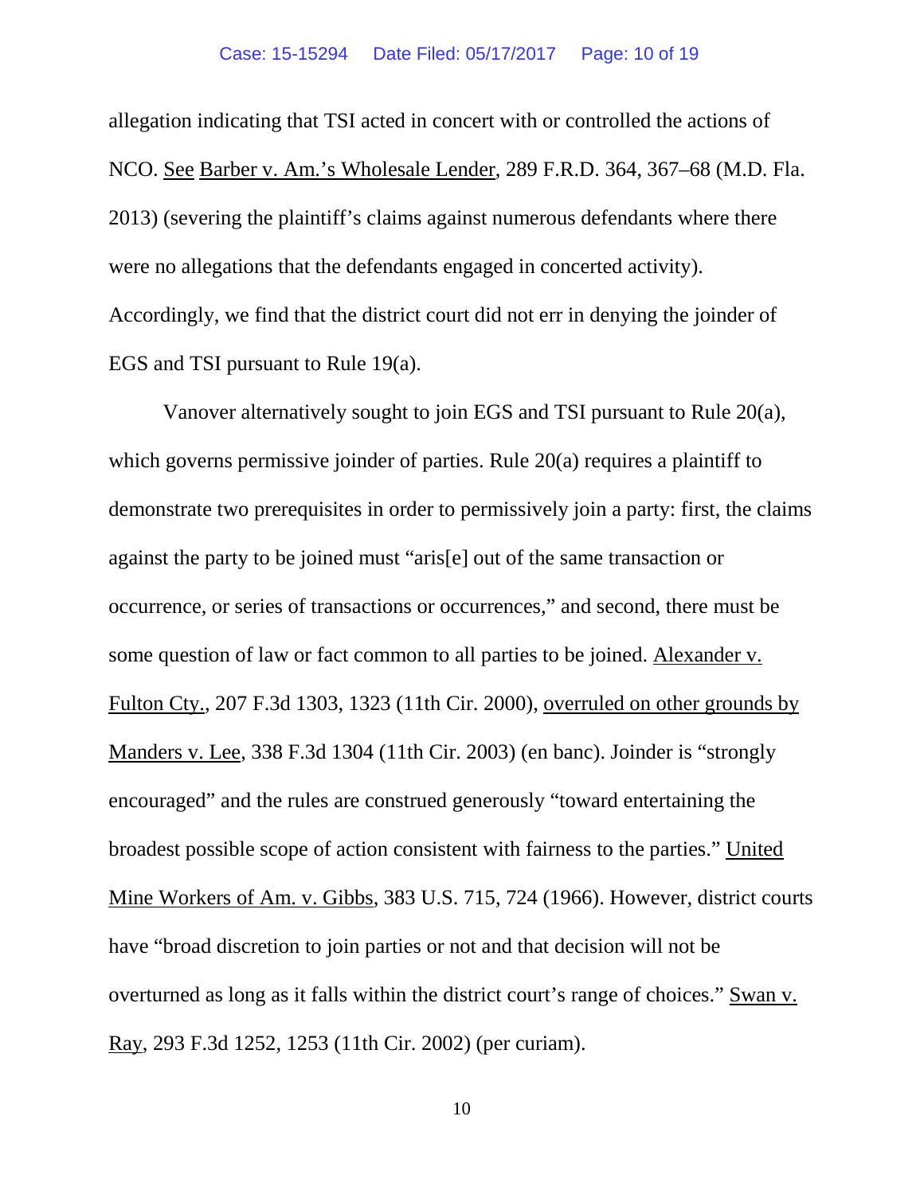allegation indicating that TSI acted in concert with or controlled the actions of NCO. See Barber v. Am.'s Wholesale Lender, 289 F.R.D. 364, 367–68 (M.D. Fla. 2013) (severing the plaintiff's claims against numerous defendants where there were no allegations that the defendants engaged in concerted activity). Accordingly, we find that the district court did not err in denying the joinder of EGS and TSI pursuant to Rule 19(a).

Vanover alternatively sought to join EGS and TSI pursuant to Rule 20(a), which governs permissive joinder of parties. Rule 20(a) requires a plaintiff to demonstrate two prerequisites in order to permissively join a party: first, the claims against the party to be joined must "aris[e] out of the same transaction or occurrence, or series of transactions or occurrences," and second, there must be some question of law or fact common to all parties to be joined. Alexander v. Fulton Cty., 207 F.3d 1303, 1323 (11th Cir. 2000), overruled on other grounds by Manders v. Lee, 338 F.3d 1304 (11th Cir. 2003) (en banc). Joinder is "strongly encouraged" and the rules are construed generously "toward entertaining the broadest possible scope of action consistent with fairness to the parties." United Mine Workers of Am. v. Gibbs, 383 U.S. 715, 724 (1966). However, district courts have "broad discretion to join parties or not and that decision will not be overturned as long as it falls within the district court's range of choices." Swan v. Ray, 293 F.3d 1252, 1253 (11th Cir. 2002) (per curiam).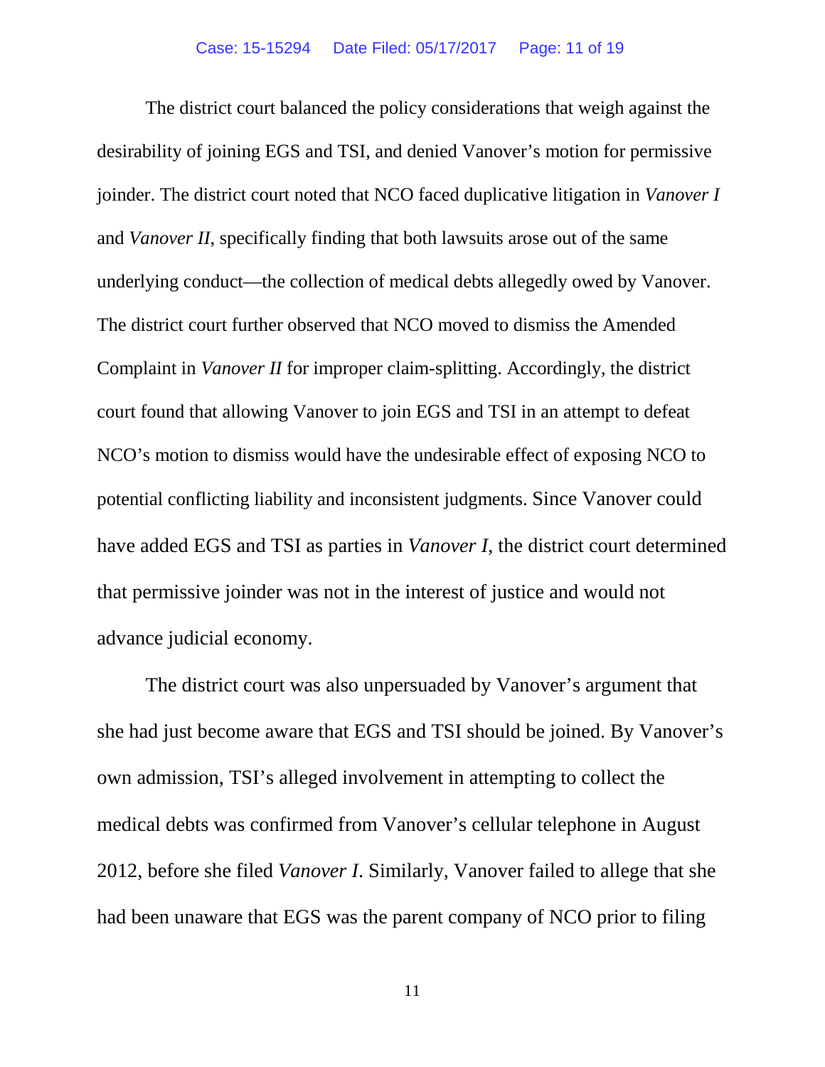The district court balanced the policy considerations that weigh against the desirability of joining EGS and TSI, and denied Vanover's motion for permissive joinder. The district court noted that NCO faced duplicative litigation in *Vanover I* and *Vanover II*, specifically finding that both lawsuits arose out of the same underlying conduct—the collection of medical debts allegedly owed by Vanover. The district court further observed that NCO moved to dismiss the Amended Complaint in *Vanover II* for improper claim-splitting. Accordingly, the district court found that allowing Vanover to join EGS and TSI in an attempt to defeat NCO's motion to dismiss would have the undesirable effect of exposing NCO to potential conflicting liability and inconsistent judgments. Since Vanover could have added EGS and TSI as parties in *Vanover I*, the district court determined that permissive joinder was not in the interest of justice and would not advance judicial economy.

The district court was also unpersuaded by Vanover's argument that she had just become aware that EGS and TSI should be joined. By Vanover's own admission, TSI's alleged involvement in attempting to collect the medical debts was confirmed from Vanover's cellular telephone in August 2012, before she filed *Vanover I*. Similarly, Vanover failed to allege that she had been unaware that EGS was the parent company of NCO prior to filing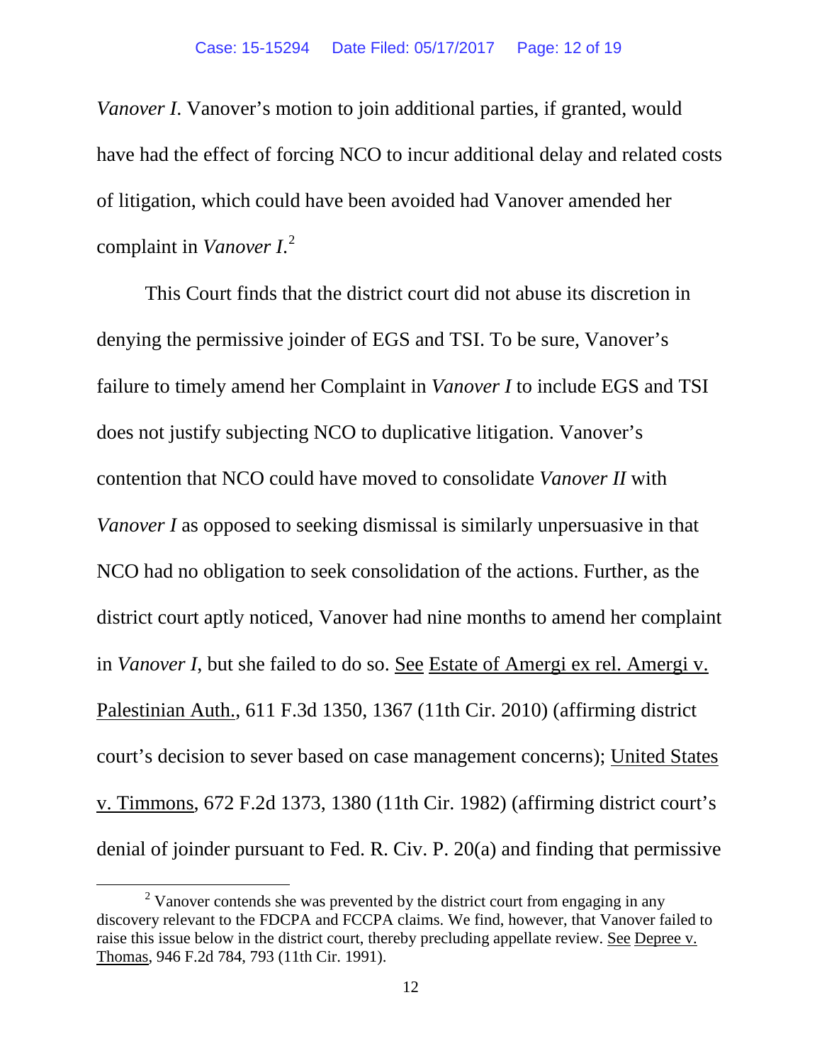*Vanover I*. Vanover's motion to join additional parties, if granted, would have had the effect of forcing NCO to incur additional delay and related costs of litigation, which could have been avoided had Vanover amended her complaint in *Vanover I*.[2]

This Court finds that the district court did not abuse its discretion in denying the permissive joinder of EGS and TSI. To be sure, Vanover's failure to timely amend her Complaint in *Vanover I* to include EGS and TSI does not justify subjecting NCO to duplicative litigation. Vanover's contention that NCO could have moved to consolidate *Vanover II* with *Vanover I* as opposed to seeking dismissal is similarly unpersuasive in that NCO had no obligation to seek consolidation of the actions. Further, as the district court aptly noticed, Vanover had nine months to amend her complaint in *Vanover I*, but she failed to do so. See Estate of Amergi ex rel. Amergi v. Palestinian Auth., 611 F.3d 1350, 1367 (11th Cir. 2010) (affirming district court's decision to sever based on case management concerns); United States v. Timmons, 672 F.2d 1373, 1380 (11th Cir. 1982) (affirming district court's denial of joinder pursuant to Fed. R. Civ. P. 20(a) and finding that permissive

---

[2] Vanover contends she was prevented by the district court from engaging in any discovery relevant to the FDCPA and FCCPA claims. We find, however, that Vanover failed to raise this issue below in the district court, thereby precluding appellate review. See Depree v. Thomas, 946 F.2d 784, 793 (11th Cir. 1991).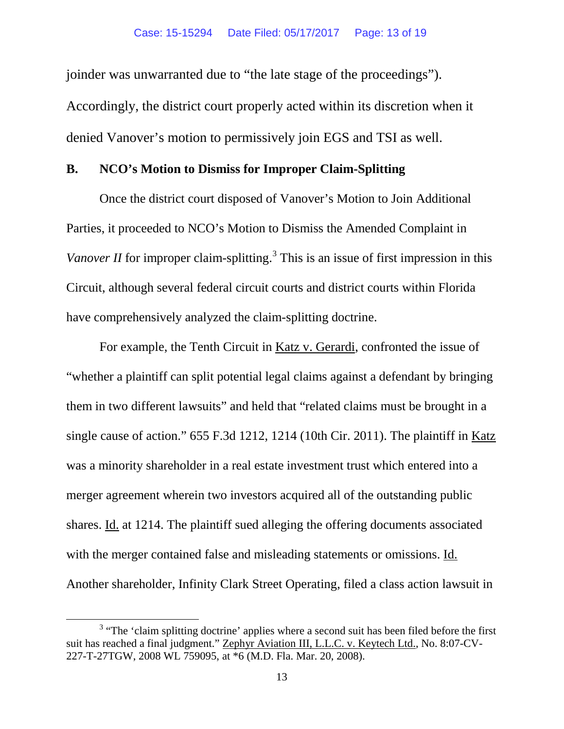joinder was unwarranted due to "the late stage of the proceedings"). Accordingly, the district court properly acted within its discretion when it denied Vanover's motion to permissively join EGS and TSI as well.

### B. NCO's Motion to Dismiss for Improper Claim-Splitting

Once the district court disposed of Vanover's Motion to Join Additional Parties, it proceeded to NCO's Motion to Dismiss the Amended Complaint in *Vanover II* for improper claim-splitting.[3] This is an issue of first impression in this Circuit, although several federal circuit courts and district courts within Florida have comprehensively analyzed the claim-splitting doctrine.

For example, the Tenth Circuit in Katz v. Gerardi, confronted the issue of "whether a plaintiff can split potential legal claims against a defendant by bringing them in two different lawsuits" and held that "related claims must be brought in a single cause of action." 655 F.3d 1212, 1214 (10th Cir. 2011). The plaintiff in Katz was a minority shareholder in a real estate investment trust which entered into a merger agreement wherein two investors acquired all of the outstanding public shares. Id. at 1214. The plaintiff sued alleging the offering documents associated with the merger contained false and misleading statements or omissions. Id. Another shareholder, Infinity Clark Street Operating, filed a class action lawsuit in

[3] "The 'claim splitting doctrine' applies where a second suit has been filed before the first suit has reached a final judgment." Zephyr Aviation III, L.L.C. v. Keytech Ltd., No. 8:07-CV-227-T-27TGW, 2008 WL 759095, at *6 (M.D. Fla. Mar. 20, 2008).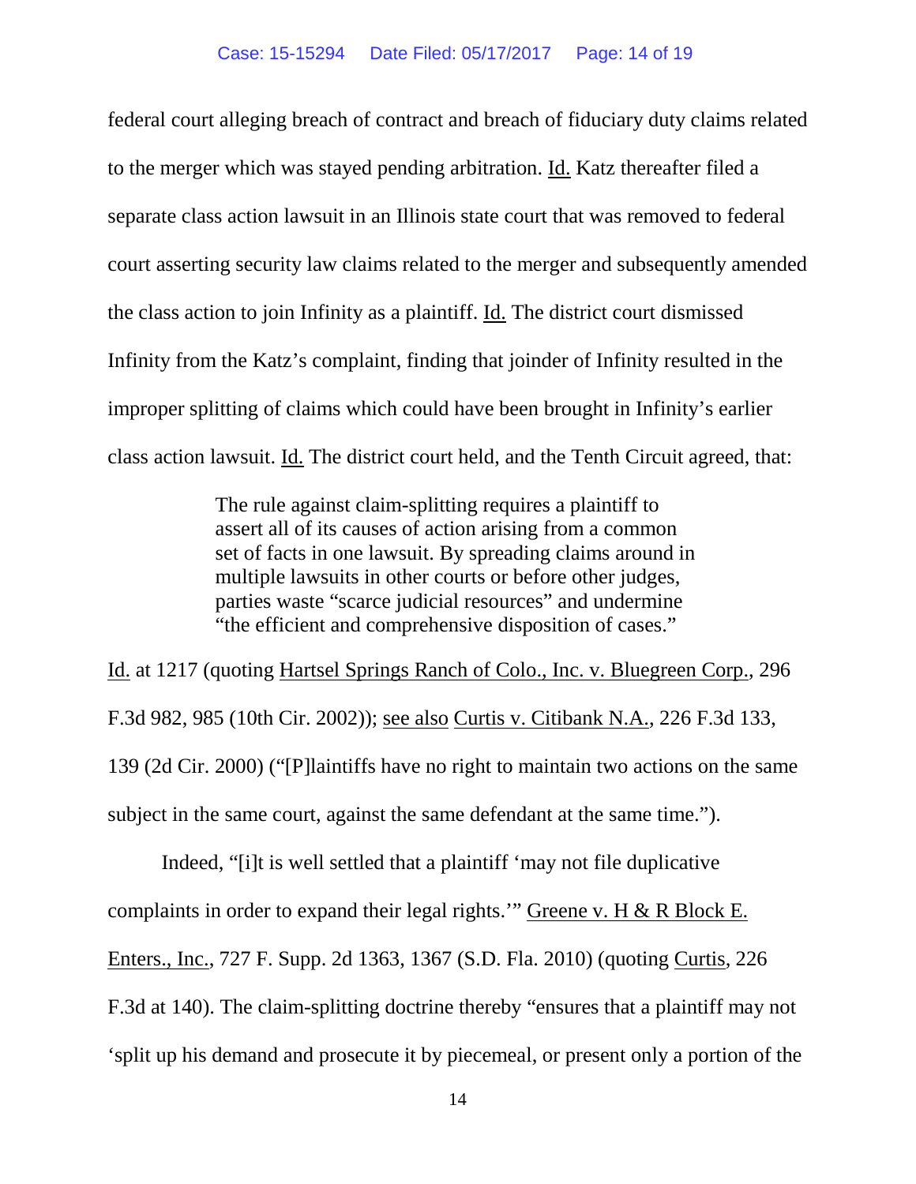federal court alleging breach of contract and breach of fiduciary duty claims related to the merger which was stayed pending arbitration. Id. Katz thereafter filed a separate class action lawsuit in an Illinois state court that was removed to federal court asserting security law claims related to the merger and subsequently amended the class action to join Infinity as a plaintiff. Id. The district court dismissed Infinity from the Katz's complaint, finding that joinder of Infinity resulted in the improper splitting of claims which could have been brought in Infinity's earlier class action lawsuit. Id. The district court held, and the Tenth Circuit agreed, that:

> The rule against claim-splitting requires a plaintiff to assert all of its causes of action arising from a common set of facts in one lawsuit. By spreading claims around in multiple lawsuits in other courts or before other judges, parties waste "scarce judicial resources" and undermine "the efficient and comprehensive disposition of cases."

Id. at 1217 (quoting Hartsel Springs Ranch of Colo., Inc. v. Bluegreen Corp., 296 F.3d 982, 985 (10th Cir. 2002)); see also Curtis v. Citibank N.A., 226 F.3d 133, 139 (2d Cir. 2000) ("[P]laintiffs have no right to maintain two actions on the same subject in the same court, against the same defendant at the same time.").

Indeed, "[i]t is well settled that a plaintiff 'may not file duplicative complaints in order to expand their legal rights.'" Greene v. H & R Block E. Enters., Inc., 727 F. Supp. 2d 1363, 1367 (S.D. Fla. 2010) (quoting Curtis, 226 F.3d at 140). The claim-splitting doctrine thereby "ensures that a plaintiff may not 'split up his demand and prosecute it by piecemeal, or present only a portion of the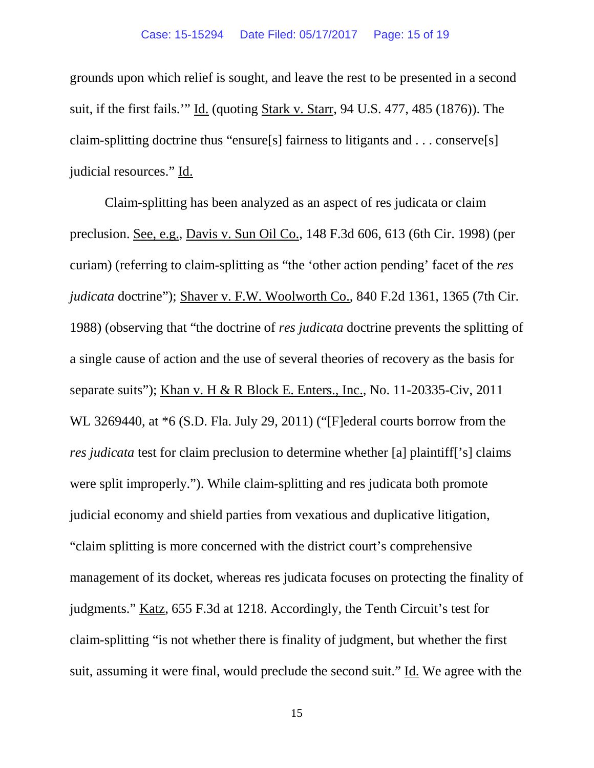grounds upon which relief is sought, and leave the rest to be presented in a second suit, if the first fails.'" Id. (quoting Stark v. Starr, 94 U.S. 477, 485 (1876)). The claim-splitting doctrine thus "ensure[s] fairness to litigants and . . . conserve[s] judicial resources." Id.

Claim-splitting has been analyzed as an aspect of res judicata or claim preclusion. See, e.g., Davis v. Sun Oil Co., 148 F.3d 606, 613 (6th Cir. 1998) (per curiam) (referring to claim-splitting as "the 'other action pending' facet of the *res judicata* doctrine"); Shaver v. F.W. Woolworth Co., 840 F.2d 1361, 1365 (7th Cir. 1988) (observing that "the doctrine of *res judicata* doctrine prevents the splitting of a single cause of action and the use of several theories of recovery as the basis for separate suits"); Khan v. H & R Block E. Enters., Inc., No. 11-20335-Civ, 2011 WL 3269440, at *6 (S.D. Fla. July 29, 2011) ("[F]ederal courts borrow from the *res judicata* test for claim preclusion to determine whether [a] plaintiff['s] claims were split improperly."). While claim-splitting and res judicata both promote judicial economy and shield parties from vexatious and duplicative litigation, "claim splitting is more concerned with the district court's comprehensive management of its docket, whereas res judicata focuses on protecting the finality of judgments." Katz, 655 F.3d at 1218. Accordingly, the Tenth Circuit's test for claim-splitting "is not whether there is finality of judgment, but whether the first suit, assuming it were final, would preclude the second suit." Id. We agree with the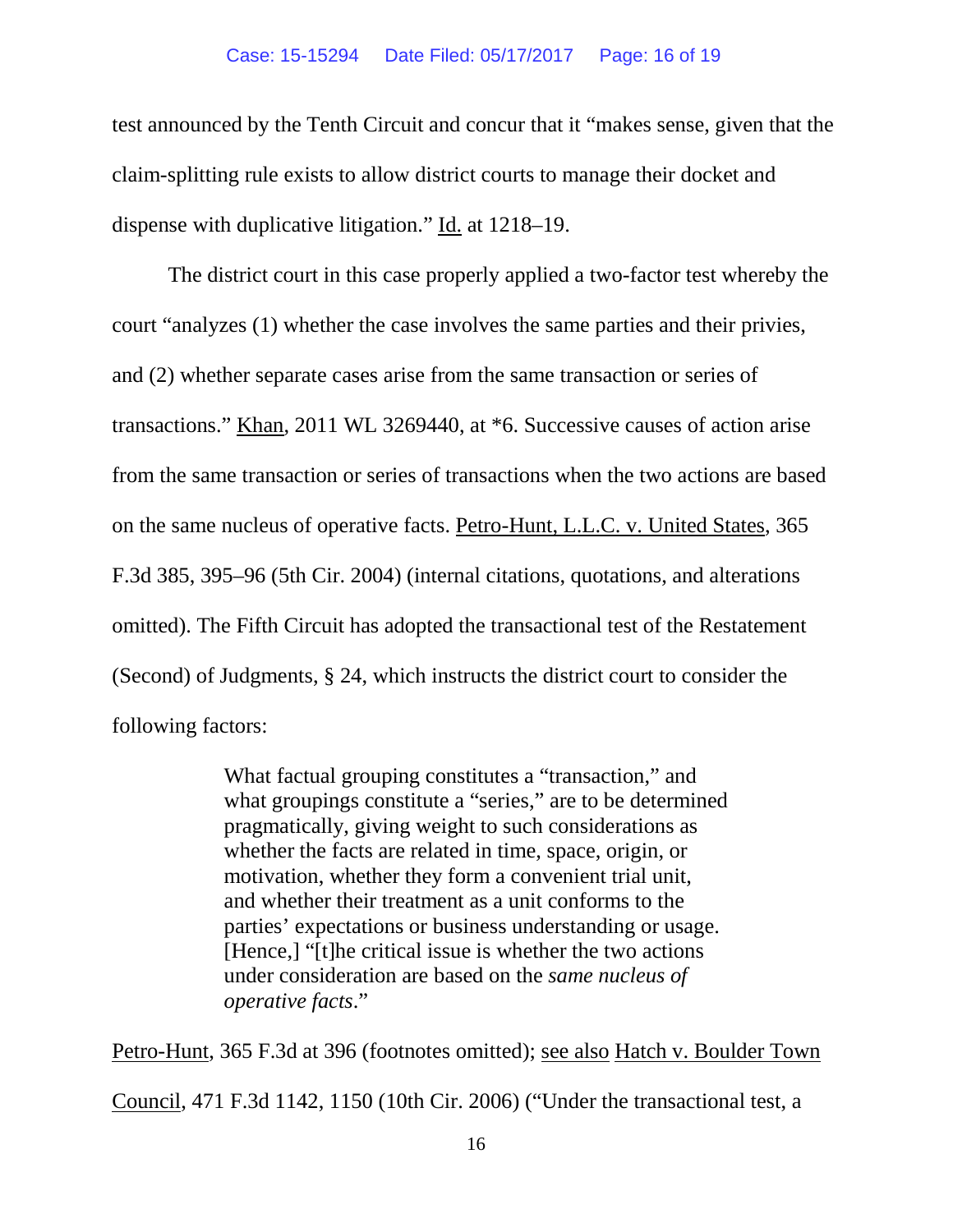test announced by the Tenth Circuit and concur that it "makes sense, given that the claim-splitting rule exists to allow district courts to manage their docket and dispense with duplicative litigation." Id. at 1218–19.

The district court in this case properly applied a two-factor test whereby the court "analyzes (1) whether the case involves the same parties and their privies, and (2) whether separate cases arise from the same transaction or series of transactions." Khan, 2011 WL 3269440, at *6. Successive causes of action arise from the same transaction or series of transactions when the two actions are based on the same nucleus of operative facts. Petro-Hunt, L.L.C. v. United States, 365 F.3d 385, 395–96 (5th Cir. 2004) (internal citations, quotations, and alterations omitted). The Fifth Circuit has adopted the transactional test of the Restatement (Second) of Judgments, § 24, which instructs the district court to consider the following factors:

> What factual grouping constitutes a "transaction," and what groupings constitute a "series," are to be determined pragmatically, giving weight to such considerations as whether the facts are related in time, space, origin, or motivation, whether they form a convenient trial unit, and whether their treatment as a unit conforms to the parties' expectations or business understanding or usage. [Hence,] "[t]he critical issue is whether the two actions under consideration are based on the *same nucleus of operative facts*."

Petro-Hunt, 365 F.3d at 396 (footnotes omitted); see also Hatch v. Boulder Town Council, 471 F.3d 1142, 1150 (10th Cir. 2006) ("Under the transactional test, a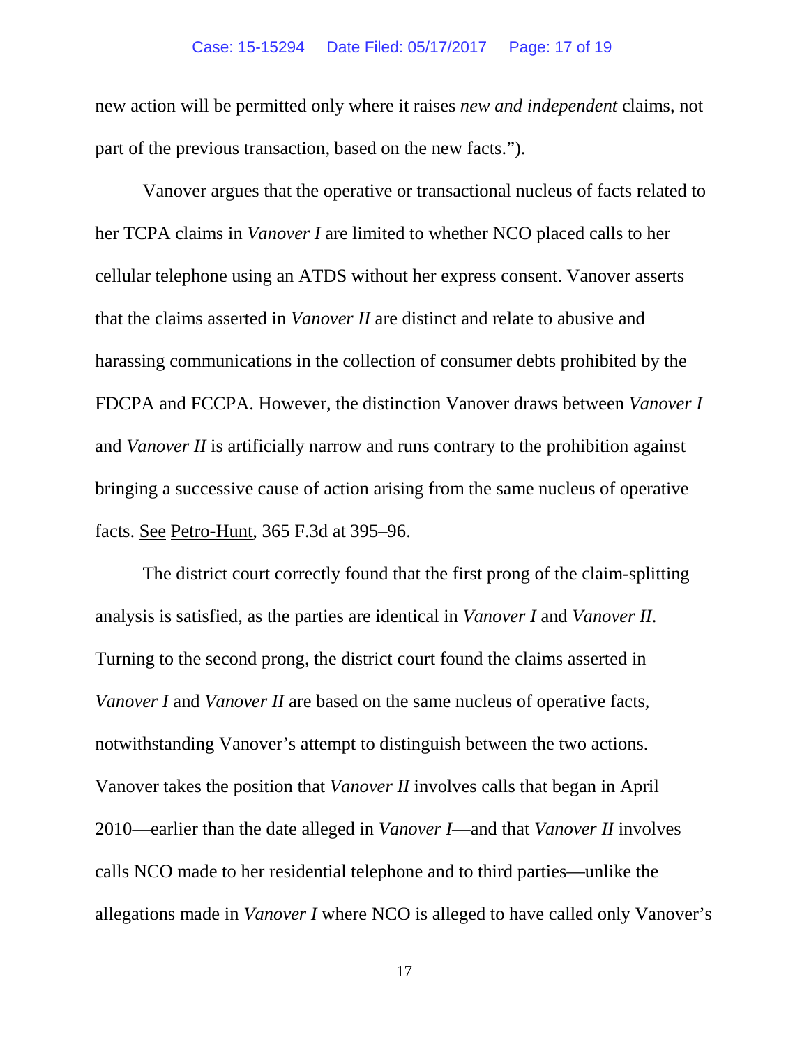new action will be permitted only where it raises *new and independent* claims, not part of the previous transaction, based on the new facts.").

Vanover argues that the operative or transactional nucleus of facts related to her TCPA claims in *Vanover I* are limited to whether NCO placed calls to her cellular telephone using an ATDS without her express consent. Vanover asserts that the claims asserted in *Vanover II* are distinct and relate to abusive and harassing communications in the collection of consumer debts prohibited by the FDCPA and FCCPA. However, the distinction Vanover draws between *Vanover I* and *Vanover II* is artificially narrow and runs contrary to the prohibition against bringing a successive cause of action arising from the same nucleus of operative facts. See Petro-Hunt, 365 F.3d at 395–96.

The district court correctly found that the first prong of the claim-splitting analysis is satisfied, as the parties are identical in *Vanover I* and *Vanover II*. Turning to the second prong, the district court found the claims asserted in *Vanover I* and *Vanover II* are based on the same nucleus of operative facts, notwithstanding Vanover's attempt to distinguish between the two actions. Vanover takes the position that *Vanover II* involves calls that began in April 2010—earlier than the date alleged in *Vanover I*—and that *Vanover II* involves calls NCO made to her residential telephone and to third parties—unlike the allegations made in *Vanover I* where NCO is alleged to have called only Vanover's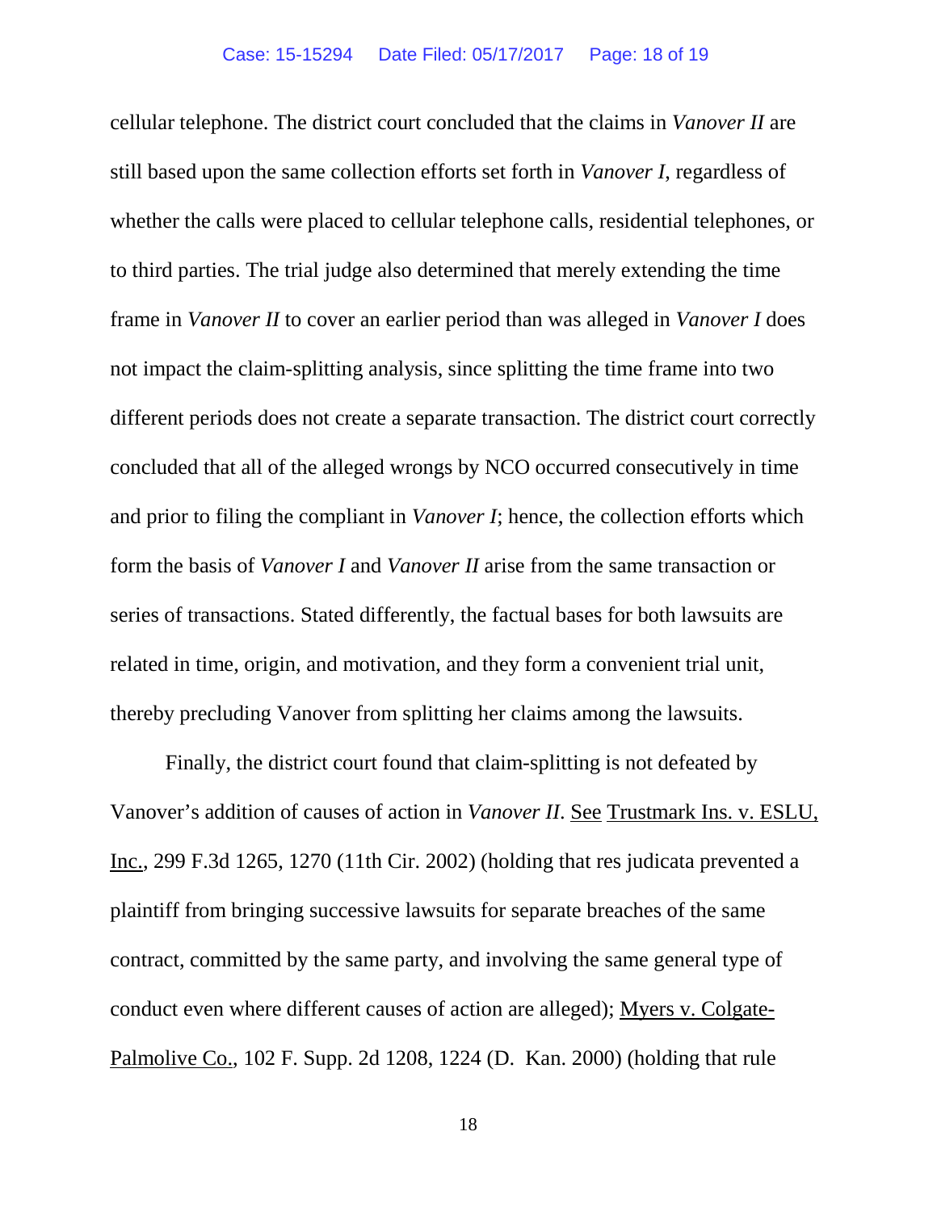cellular telephone. The district court concluded that the claims in *Vanover II* are still based upon the same collection efforts set forth in *Vanover I*, regardless of whether the calls were placed to cellular telephone calls, residential telephones, or to third parties. The trial judge also determined that merely extending the time frame in *Vanover II* to cover an earlier period than was alleged in *Vanover I* does not impact the claim-splitting analysis, since splitting the time frame into two different periods does not create a separate transaction. The district court correctly concluded that all of the alleged wrongs by NCO occurred consecutively in time and prior to filing the compliant in *Vanover I*; hence, the collection efforts which form the basis of *Vanover I* and *Vanover II* arise from the same transaction or series of transactions. Stated differently, the factual bases for both lawsuits are related in time, origin, and motivation, and they form a convenient trial unit, thereby precluding Vanover from splitting her claims among the lawsuits.

Finally, the district court found that claim-splitting is not defeated by Vanover's addition of causes of action in *Vanover II*. See Trustmark Ins. v. ESLU, Inc., 299 F.3d 1265, 1270 (11th Cir. 2002) (holding that res judicata prevented a plaintiff from bringing successive lawsuits for separate breaches of the same contract, committed by the same party, and involving the same general type of conduct even where different causes of action are alleged); Myers v. Colgate-Palmolive Co., 102 F. Supp. 2d 1208, 1224 (D. Kan. 2000) (holding that rule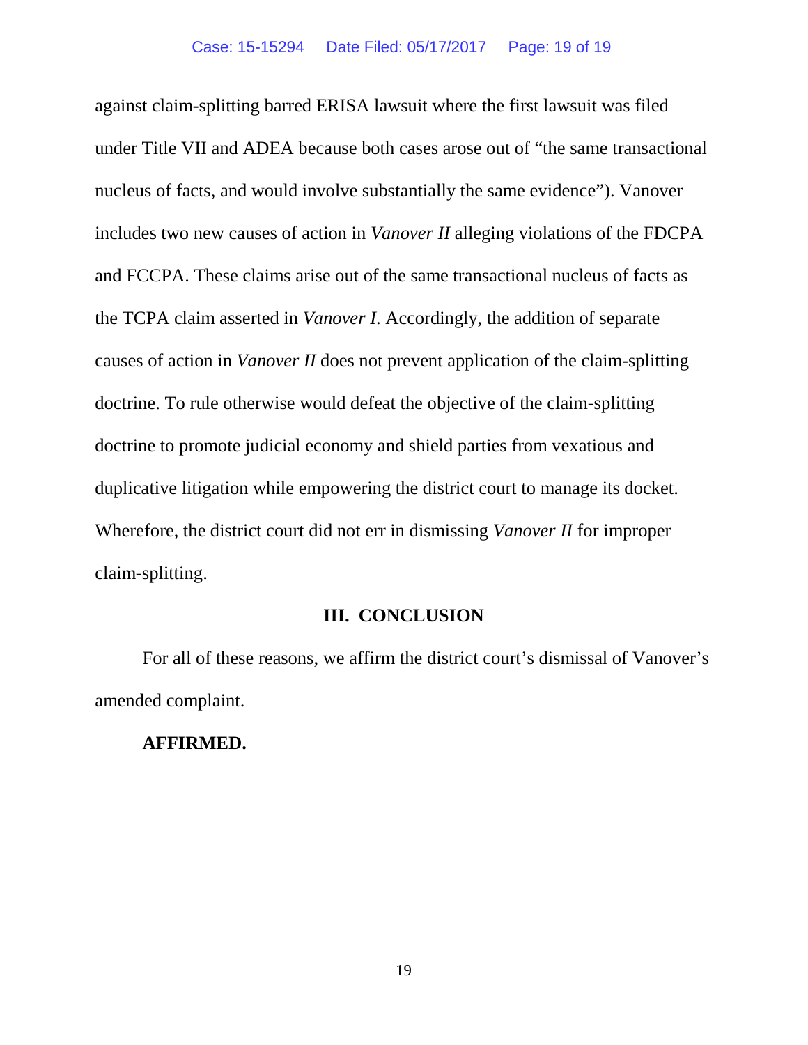against claim-splitting barred ERISA lawsuit where the first lawsuit was filed under Title VII and ADEA because both cases arose out of "the same transactional nucleus of facts, and would involve substantially the same evidence"). Vanover includes two new causes of action in *Vanover II* alleging violations of the FDCPA and FCCPA. These claims arise out of the same transactional nucleus of facts as the TCPA claim asserted in *Vanover I*. Accordingly, the addition of separate causes of action in *Vanover II* does not prevent application of the claim-splitting doctrine. To rule otherwise would defeat the objective of the claim-splitting doctrine to promote judicial economy and shield parties from vexatious and duplicative litigation while empowering the district court to manage its docket. Wherefore, the district court did not err in dismissing *Vanover II* for improper claim-splitting.

## III. CONCLUSION

For all of these reasons, we affirm the district court's dismissal of Vanover's amended complaint.

**AFFIRMED.**